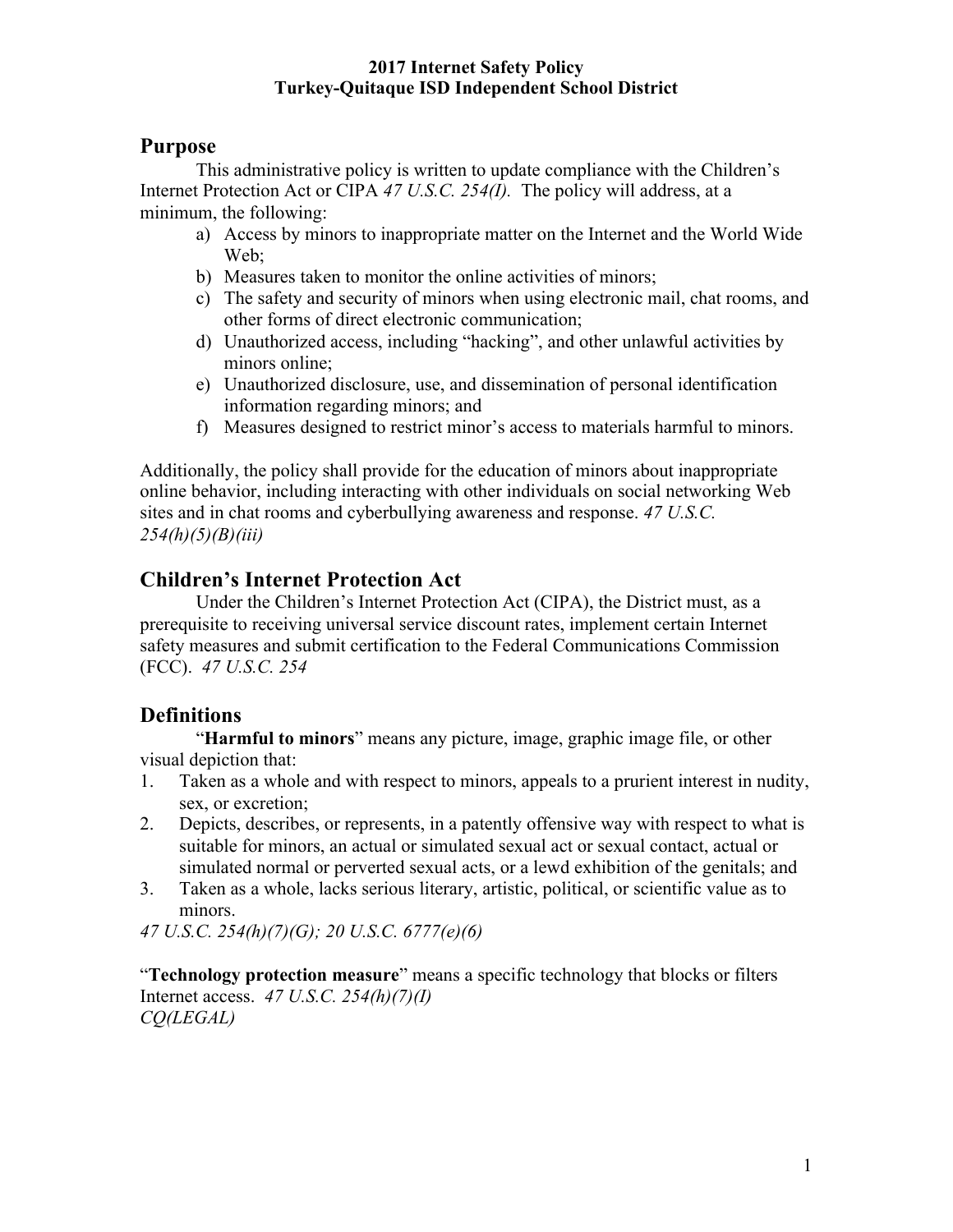**2017 Internet Safety Policy**
**Turkey-Quitaque ISD Independent School District**

## Purpose

This administrative policy is written to update compliance with the Children's Internet Protection Act or CIPA *47 U.S.C. 254(I).* The policy will address, at a minimum, the following:

a) Access by minors to inappropriate matter on the Internet and the World Wide Web;
b) Measures taken to monitor the online activities of minors;
c) The safety and security of minors when using electronic mail, chat rooms, and other forms of direct electronic communication;
d) Unauthorized access, including "hacking", and other unlawful activities by minors online;
e) Unauthorized disclosure, use, and dissemination of personal identification information regarding minors; and
f) Measures designed to restrict minor's access to materials harmful to minors.

Additionally, the policy shall provide for the education of minors about inappropriate online behavior, including interacting with other individuals on social networking Web sites and in chat rooms and cyberbullying awareness and response. *47 U.S.C. 254(h)(5)(B)(iii)*

## Children's Internet Protection Act

Under the Children's Internet Protection Act (CIPA), the District must, as a prerequisite to receiving universal service discount rates, implement certain Internet safety measures and submit certification to the Federal Communications Commission (FCC). *47 U.S.C. 254*

## Definitions

"**Harmful to minors**" means any picture, image, graphic image file, or other visual depiction that:

1. Taken as a whole and with respect to minors, appeals to a prurient interest in nudity, sex, or excretion;
2. Depicts, describes, or represents, in a patently offensive way with respect to what is suitable for minors, an actual or simulated sexual act or sexual contact, actual or simulated normal or perverted sexual acts, or a lewd exhibition of the genitals; and
3. Taken as a whole, lacks serious literary, artistic, political, or scientific value as to minors.

*47 U.S.C. 254(h)(7)(G); 20 U.S.C. 6777(e)(6)*

"**Technology protection measure**" means a specific technology that blocks or filters Internet access. *47 U.S.C. 254(h)(7)(I)*
*CQ(LEGAL)*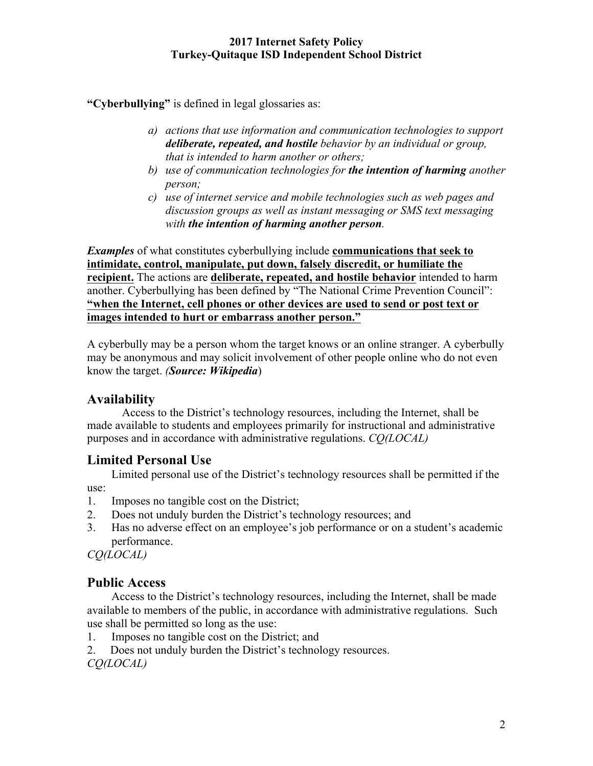**"Cyberbullying"** is defined in legal glossaries as:

> a) *actions that use information and communication technologies to support **deliberate, repeated, and hostile** behavior by an individual or group, that is intended to harm another or others;*
> b) *use of communication technologies for **the intention of harming** another person;*
> c) *use of internet service and mobile technologies such as web pages and discussion groups as well as instant messaging or SMS text messaging with **the intention of harming another person**.*

***Examples*** of what constitutes cyberbullying include <u>**communications that seek to intimidate, control, manipulate, put down, falsely discredit, or humiliate the recipient.**</u> The actions are <u>**deliberate, repeated, and hostile behavior**</u> intended to harm another. Cyberbullying has been defined by "The National Crime Prevention Council": <u>**"when the Internet, cell phones or other devices are used to send or post text or images intended to hurt or embarrass another person."**</u>

A cyberbully may be a person whom the target knows or an online stranger. A cyberbully may be anonymous and may solicit involvement of other people online who do not even know the target. ***(Source: Wikipedia)***

## Availability

Access to the District's technology resources, including the Internet, shall be made available to students and employees primarily for instructional and administrative purposes and in accordance with administrative regulations. *CQ(LOCAL)*

## Limited Personal Use

Limited personal use of the District's technology resources shall be permitted if the use:

1. Imposes no tangible cost on the District;
2. Does not unduly burden the District's technology resources; and
3. Has no adverse effect on an employee's job performance or on a student's academic performance.

*CQ(LOCAL)*

## Public Access

Access to the District's technology resources, including the Internet, shall be made available to members of the public, in accordance with administrative regulations. Such use shall be permitted so long as the use:

1. Imposes no tangible cost on the District; and
2. Does not unduly burden the District's technology resources.

*CQ(LOCAL)*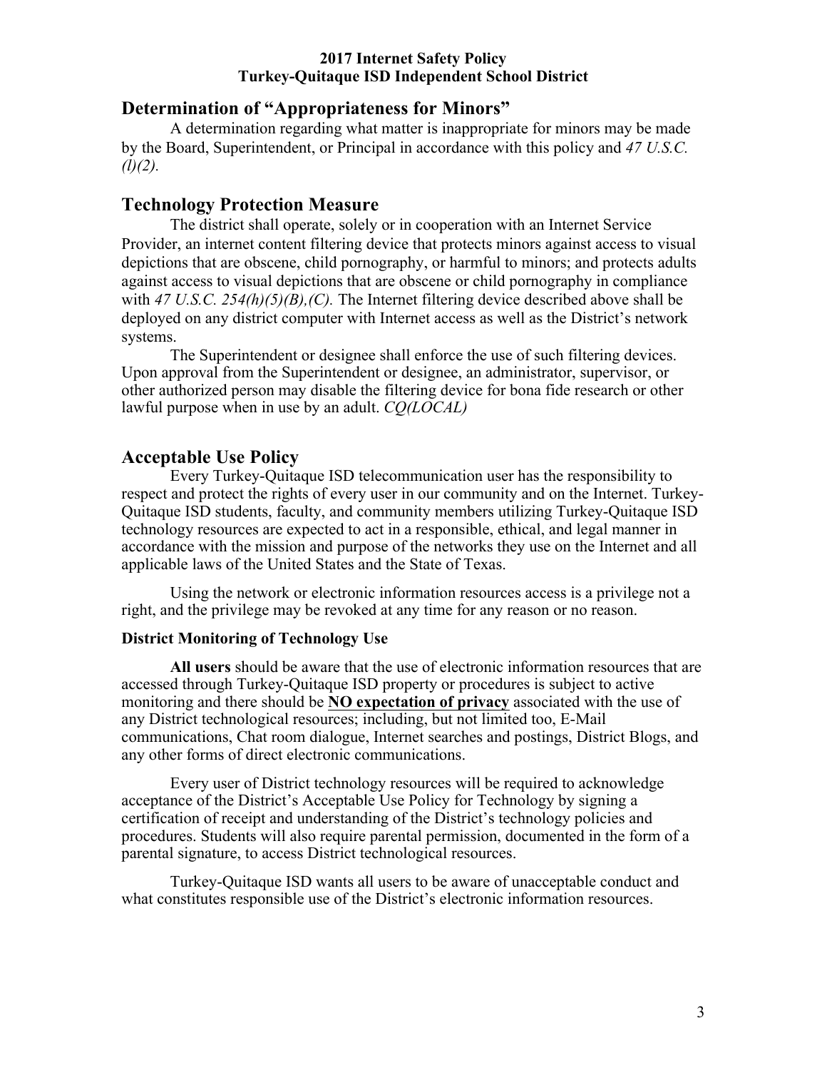**2017 Internet Safety Policy**
**Turkey-Quitaque ISD Independent School District**

## Determination of "Appropriateness for Minors"

A determination regarding what matter is inappropriate for minors may be made by the Board, Superintendent, or Principal in accordance with this policy and *47 U.S.C. (l)(2).*

## Technology Protection Measure

The district shall operate, solely or in cooperation with an Internet Service Provider, an internet content filtering device that protects minors against access to visual depictions that are obscene, child pornography, or harmful to minors; and protects adults against access to visual depictions that are obscene or child pornography in compliance with *47 U.S.C. 254(h)(5)(B),(C).* The Internet filtering device described above shall be deployed on any district computer with Internet access as well as the District's network systems.

The Superintendent or designee shall enforce the use of such filtering devices. Upon approval from the Superintendent or designee, an administrator, supervisor, or other authorized person may disable the filtering device for bona fide research or other lawful purpose when in use by an adult. *CQ(LOCAL)*

## Acceptable Use Policy

Every Turkey-Quitaque ISD telecommunication user has the responsibility to respect and protect the rights of every user in our community and on the Internet. Turkey-Quitaque ISD students, faculty, and community members utilizing Turkey-Quitaque ISD technology resources are expected to act in a responsible, ethical, and legal manner in accordance with the mission and purpose of the networks they use on the Internet and all applicable laws of the United States and the State of Texas.

Using the network or electronic information resources access is a privilege not a right, and the privilege may be revoked at any time for any reason or no reason.

### District Monitoring of Technology Use

**All users** should be aware that the use of electronic information resources that are accessed through Turkey-Quitaque ISD property or procedures is subject to active monitoring and there should be **NO expectation of privacy** associated with the use of any District technological resources; including, but not limited too, E-Mail communications, Chat room dialogue, Internet searches and postings, District Blogs, and any other forms of direct electronic communications.

Every user of District technology resources will be required to acknowledge acceptance of the District's Acceptable Use Policy for Technology by signing a certification of receipt and understanding of the District's technology policies and procedures. Students will also require parental permission, documented in the form of a parental signature, to access District technological resources.

Turkey-Quitaque ISD wants all users to be aware of unacceptable conduct and what constitutes responsible use of the District's electronic information resources.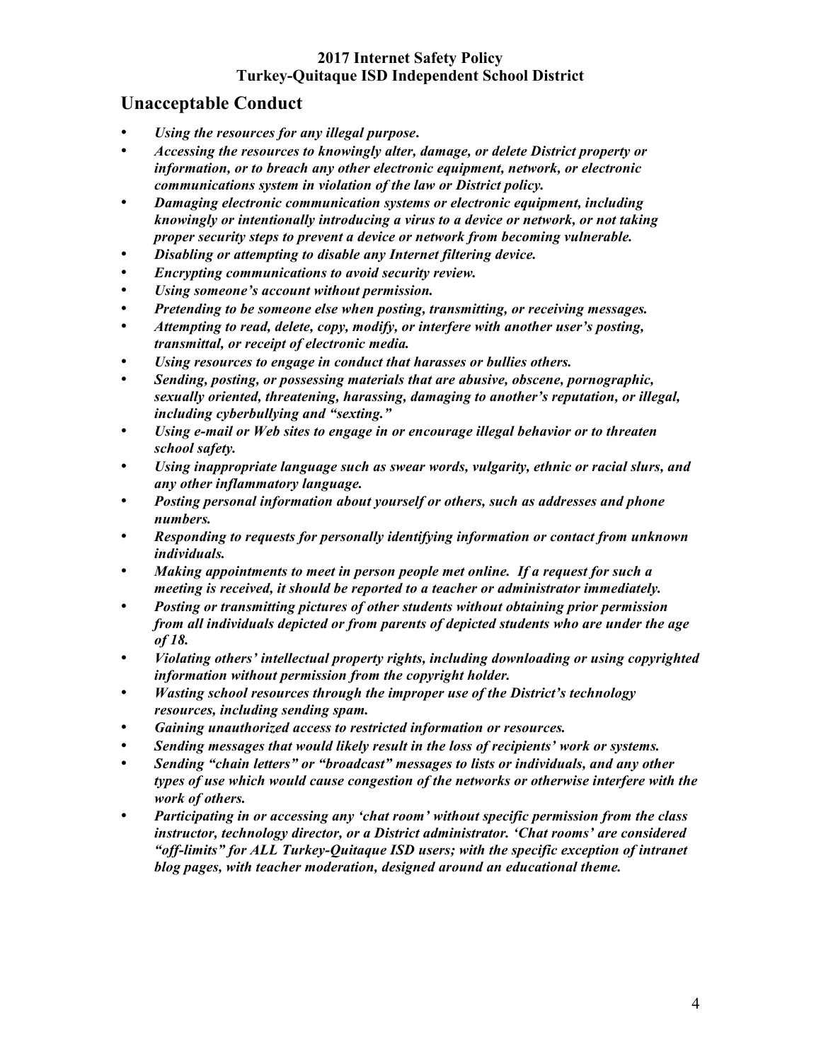## Unacceptable Conduct

- ***Using the resources for any illegal purpose.***
- ***Accessing the resources to knowingly alter, damage, or delete District property or information, or to breach any other electronic equipment, network, or electronic communications system in violation of the law or District policy.***
- ***Damaging electronic communication systems or electronic equipment, including knowingly or intentionally introducing a virus to a device or network, or not taking proper security steps to prevent a device or network from becoming vulnerable.***
- ***Disabling or attempting to disable any Internet filtering device.***
- ***Encrypting communications to avoid security review.***
- ***Using someone's account without permission.***
- ***Pretending to be someone else when posting, transmitting, or receiving messages.***
- ***Attempting to read, delete, copy, modify, or interfere with another user's posting, transmittal, or receipt of electronic media.***
- ***Using resources to engage in conduct that harasses or bullies others.***
- ***Sending, posting, or possessing materials that are abusive, obscene, pornographic, sexually oriented, threatening, harassing, damaging to another's reputation, or illegal, including cyberbullying and "sexting."***
- ***Using e-mail or Web sites to engage in or encourage illegal behavior or to threaten school safety.***
- ***Using inappropriate language such as swear words, vulgarity, ethnic or racial slurs, and any other inflammatory language.***
- ***Posting personal information about yourself or others, such as addresses and phone numbers.***
- ***Responding to requests for personally identifying information or contact from unknown individuals.***
- ***Making appointments to meet in person people met online. If a request for such a meeting is received, it should be reported to a teacher or administrator immediately.***
- ***Posting or transmitting pictures of other students without obtaining prior permission from all individuals depicted or from parents of depicted students who are under the age of 18.***
- ***Violating others' intellectual property rights, including downloading or using copyrighted information without permission from the copyright holder.***
- ***Wasting school resources through the improper use of the District's technology resources, including sending spam.***
- ***Gaining unauthorized access to restricted information or resources.***
- ***Sending messages that would likely result in the loss of recipients' work or systems.***
- ***Sending "chain letters" or "broadcast" messages to lists or individuals, and any other types of use which would cause congestion of the networks or otherwise interfere with the work of others.***
- ***Participating in or accessing any 'chat room' without specific permission from the class instructor, technology director, or a District administrator. 'Chat rooms' are considered "off-limits" for ALL Turkey-Quitaque ISD users; with the specific exception of intranet blog pages, with teacher moderation, designed around an educational theme.***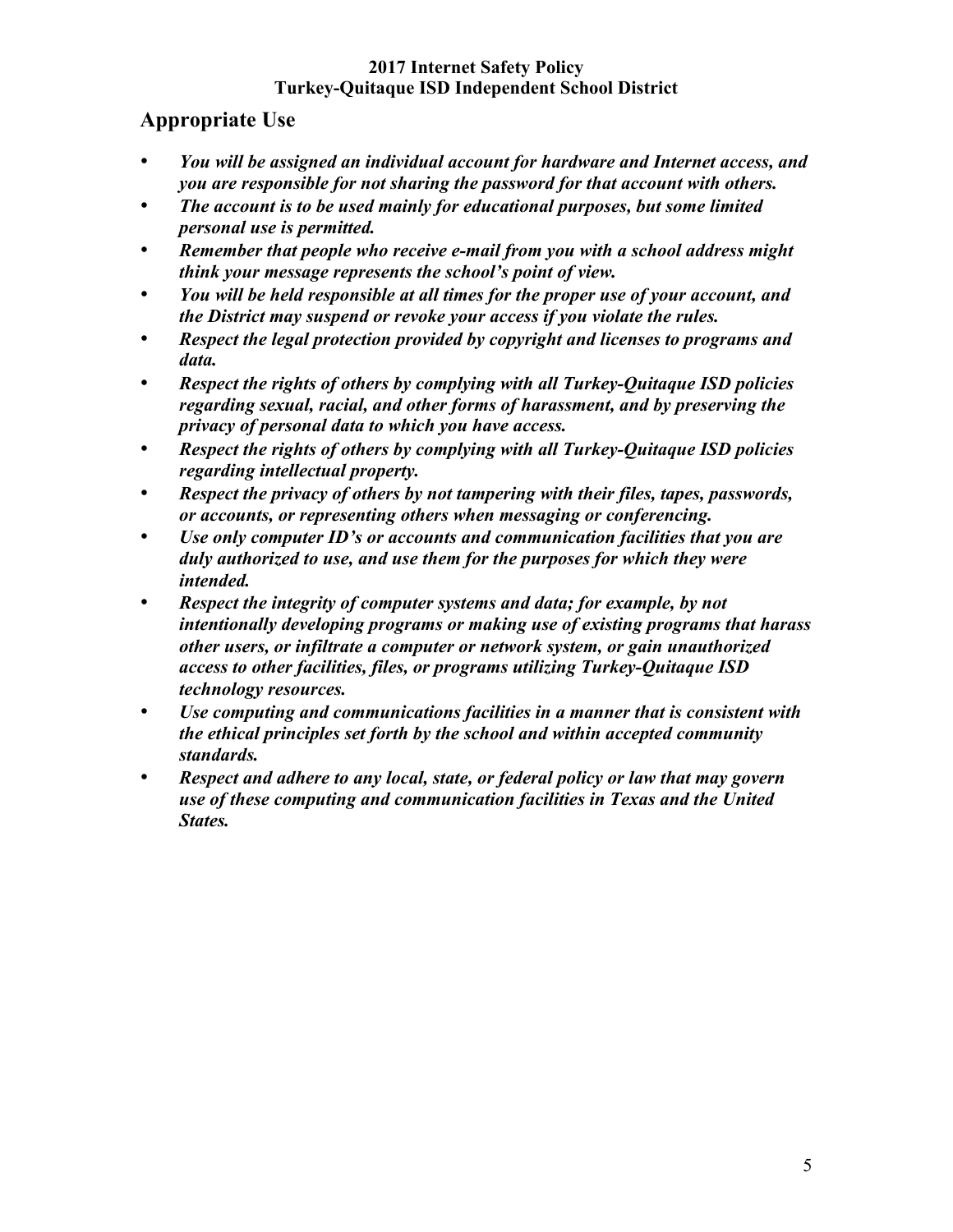## Appropriate Use

- ***You will be assigned an individual account for hardware and Internet access, and you are responsible for not sharing the password for that account with others.***
- ***The account is to be used mainly for educational purposes, but some limited personal use is permitted.***
- ***Remember that people who receive e-mail from you with a school address might think your message represents the school's point of view.***
- ***You will be held responsible at all times for the proper use of your account, and the District may suspend or revoke your access if you violate the rules.***
- ***Respect the legal protection provided by copyright and licenses to programs and data.***
- ***Respect the rights of others by complying with all Turkey-Quitaque ISD policies regarding sexual, racial, and other forms of harassment, and by preserving the privacy of personal data to which you have access.***
- ***Respect the rights of others by complying with all Turkey-Quitaque ISD policies regarding intellectual property.***
- ***Respect the privacy of others by not tampering with their files, tapes, passwords, or accounts, or representing others when messaging or conferencing.***
- ***Use only computer ID's or accounts and communication facilities that you are duly authorized to use, and use them for the purposes for which they were intended.***
- ***Respect the integrity of computer systems and data; for example, by not intentionally developing programs or making use of existing programs that harass other users, or infiltrate a computer or network system, or gain unauthorized access to other facilities, files, or programs utilizing Turkey-Quitaque ISD technology resources.***
- ***Use computing and communications facilities in a manner that is consistent with the ethical principles set forth by the school and within accepted community standards.***
- ***Respect and adhere to any local, state, or federal policy or law that may govern use of these computing and communication facilities in Texas and the United States.***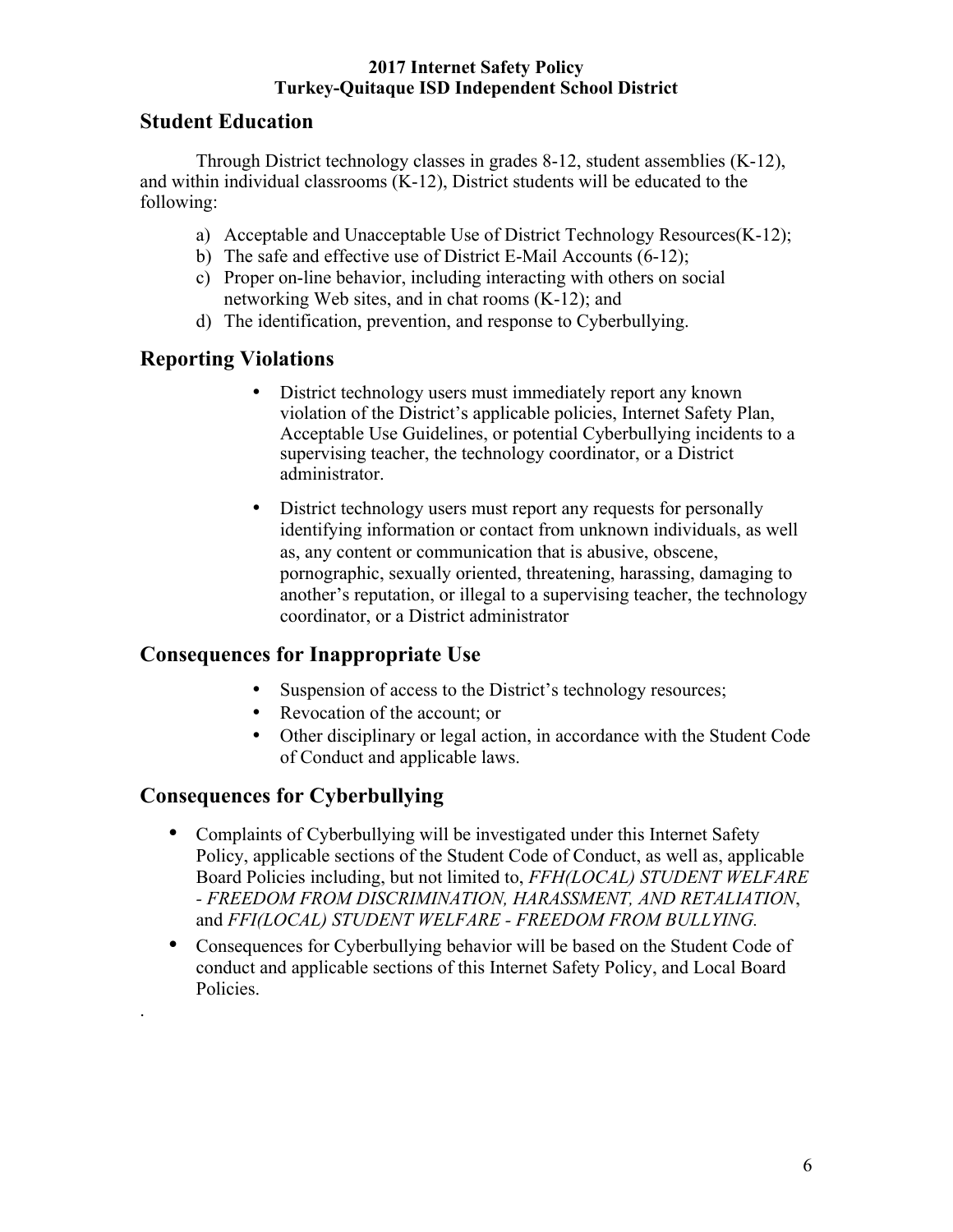## Student Education

Through District technology classes in grades 8-12, student assemblies (K-12), and within individual classrooms (K-12), District students will be educated to the following:

a) Acceptable and Unacceptable Use of District Technology Resources(K-12);
b) The safe and effective use of District E-Mail Accounts (6-12);
c) Proper on-line behavior, including interacting with others on social networking Web sites, and in chat rooms (K-12); and
d) The identification, prevention, and response to Cyberbullying.

## Reporting Violations

- District technology users must immediately report any known violation of the District's applicable policies, Internet Safety Plan, Acceptable Use Guidelines, or potential Cyberbullying incidents to a supervising teacher, the technology coordinator, or a District administrator.
- District technology users must report any requests for personally identifying information or contact from unknown individuals, as well as, any content or communication that is abusive, obscene, pornographic, sexually oriented, threatening, harassing, damaging to another's reputation, or illegal to a supervising teacher, the technology coordinator, or a District administrator

## Consequences for Inappropriate Use

- Suspension of access to the District's technology resources;
- Revocation of the account; or
- Other disciplinary or legal action, in accordance with the Student Code of Conduct and applicable laws.

## Consequences for Cyberbullying

- Complaints of Cyberbullying will be investigated under this Internet Safety Policy, applicable sections of the Student Code of Conduct, as well as, applicable Board Policies including, but not limited to, *FFH(LOCAL) STUDENT WELFARE - FREEDOM FROM DISCRIMINATION, HARASSMENT, AND RETALIATION*, and *FFI(LOCAL) STUDENT WELFARE - FREEDOM FROM BULLYING.*
- Consequences for Cyberbullying behavior will be based on the Student Code of conduct and applicable sections of this Internet Safety Policy, and Local Board Policies.

.